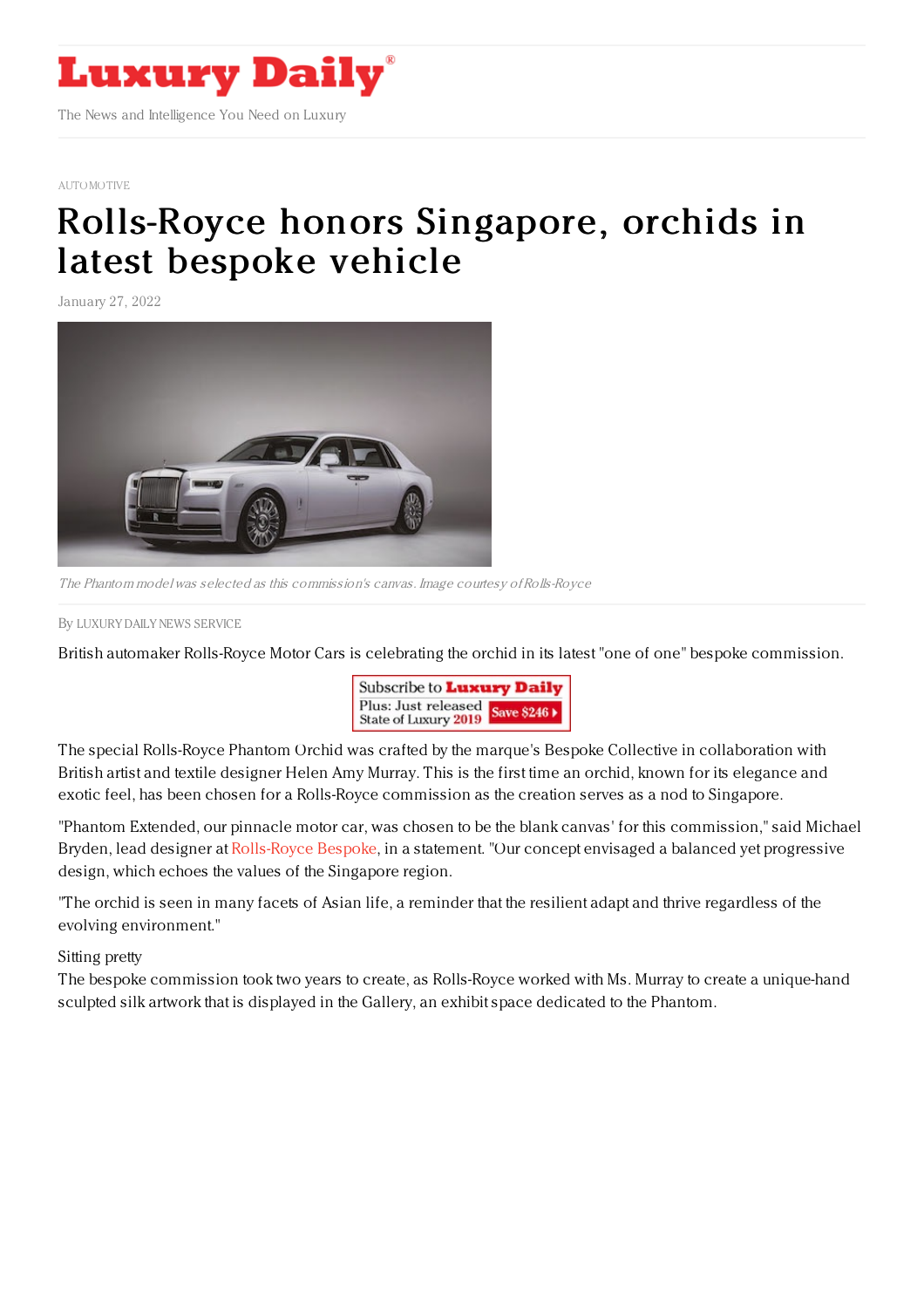Luxury Daily

The News and Intelligence You Need on Luxury

AUTOMOTIVE

# Rolls-Royce honors Singapore, orchids in latest bespoke vehicle

January 27, 2022

*The Phantom model was selected as this commission's canvas. Image courtesy of Rolls-Royce*

By LUXURY DAILY NEWS SERVICE

British automaker Rolls-Royce Motor Cars is celebrating the orchid in its latest "one of one" bespoke commission.

The special Rolls-Royce Phantom Orchid was crafted by the marque's Bespoke Collective in collaboration with British artist and textile designer Helen Amy Murray. This is the first time an orchid, known for its elegance and exotic feel, has been chosen for a Rolls-Royce commission as the creation serves as a nod to Singapore.

"Phantom Extended, our pinnacle motor car, was chosen to be the blank canvas' for this commission," said Michael Bryden, lead designer at Rolls-Royce Bespoke, in a statement. "Our concept envisaged a balanced yet progressive design, which echoes the values of the Singapore region.

"The orchid is seen in many facets of Asian life, a reminder that the resilient adapt and thrive regardless of the evolving environment."

Sitting pretty

The bespoke commission took two years to create, as Rolls-Royce worked with Ms. Murray to create a unique-hand sculpted silk artwork that is displayed in the Gallery, an exhibit space dedicated to the Phantom.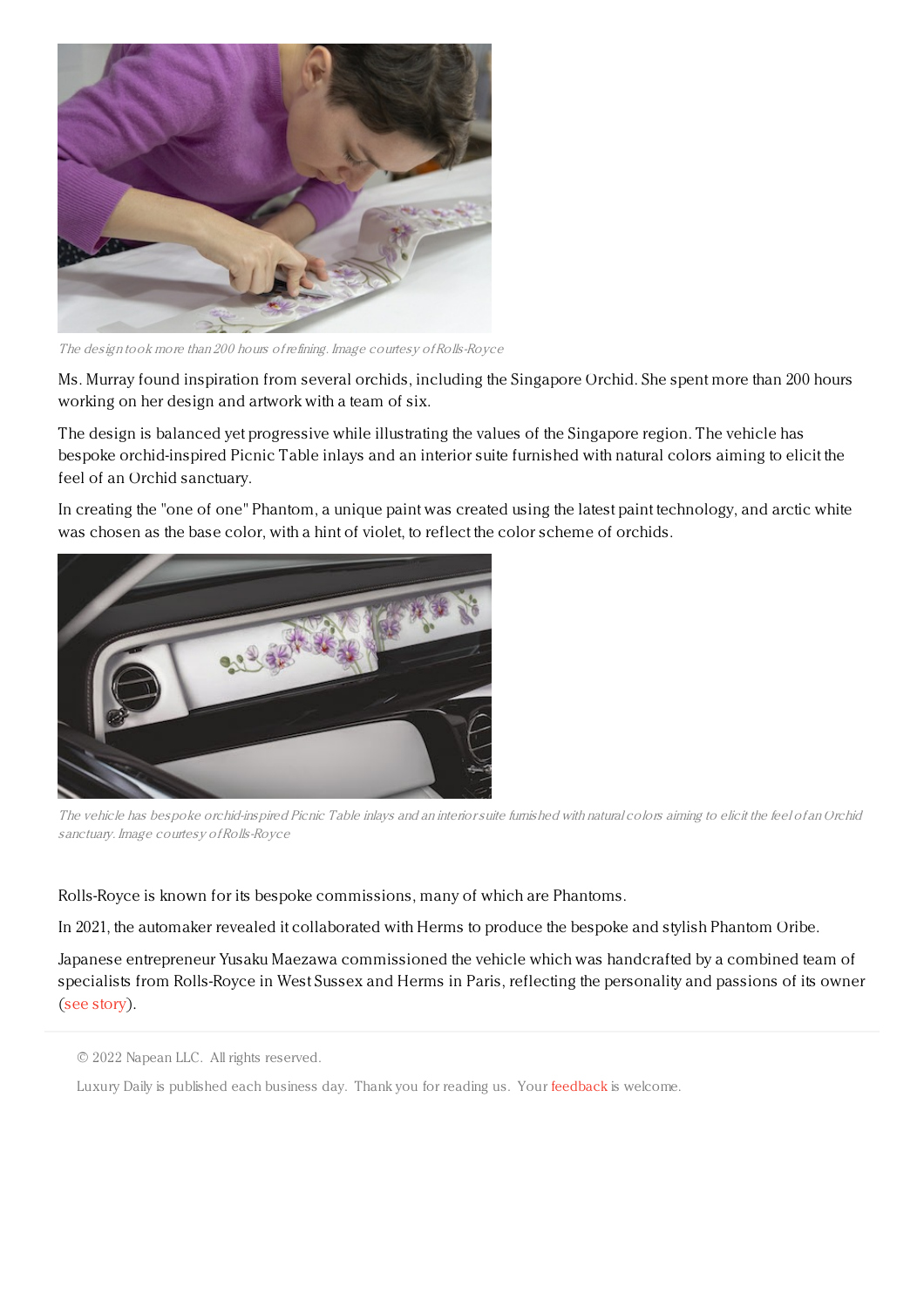*The design took more than 200 hours of refining. Image courtesy of Rolls-Royce*

Ms. Murray found inspiration from several orchids, including the Singapore Orchid. She spent more than 200 hours working on her design and artwork with a team of six.

The design is balanced yet progressive while illustrating the values of the Singapore region. The vehicle has bespoke orchid-inspired Picnic Table inlays and an interior suite furnished with natural colors aiming to elicit the feel of an Orchid sanctuary.

In creating the "one of one" Phantom, a unique paint was created using the latest paint technology, and arctic white was chosen as the base color, with a hint of violet, to reflect the color scheme of orchids.

*The vehicle has bespoke orchid-inspired Picnic Table inlays and an interior suite furnished with natural colors aiming to elicit the feel of an Orchid sanctuary. Image courtesy of Rolls-Royce*

Rolls-Royce is known for its bespoke commissions, many of which are Phantoms.

In 2021, the automaker revealed it collaborated with Herms to produce the bespoke and stylish Phantom Oribe.

Japanese entrepreneur Yusaku Maezawa commissioned the vehicle which was handcrafted by a combined team of specialists from Rolls-Royce in West Sussex and Herms in Paris, reflecting the personality and passions of its owner (see story).

© 2022 Napean LLC. All rights reserved.

Luxury Daily is published each business day. Thank you for reading us. Your feedback is welcome.